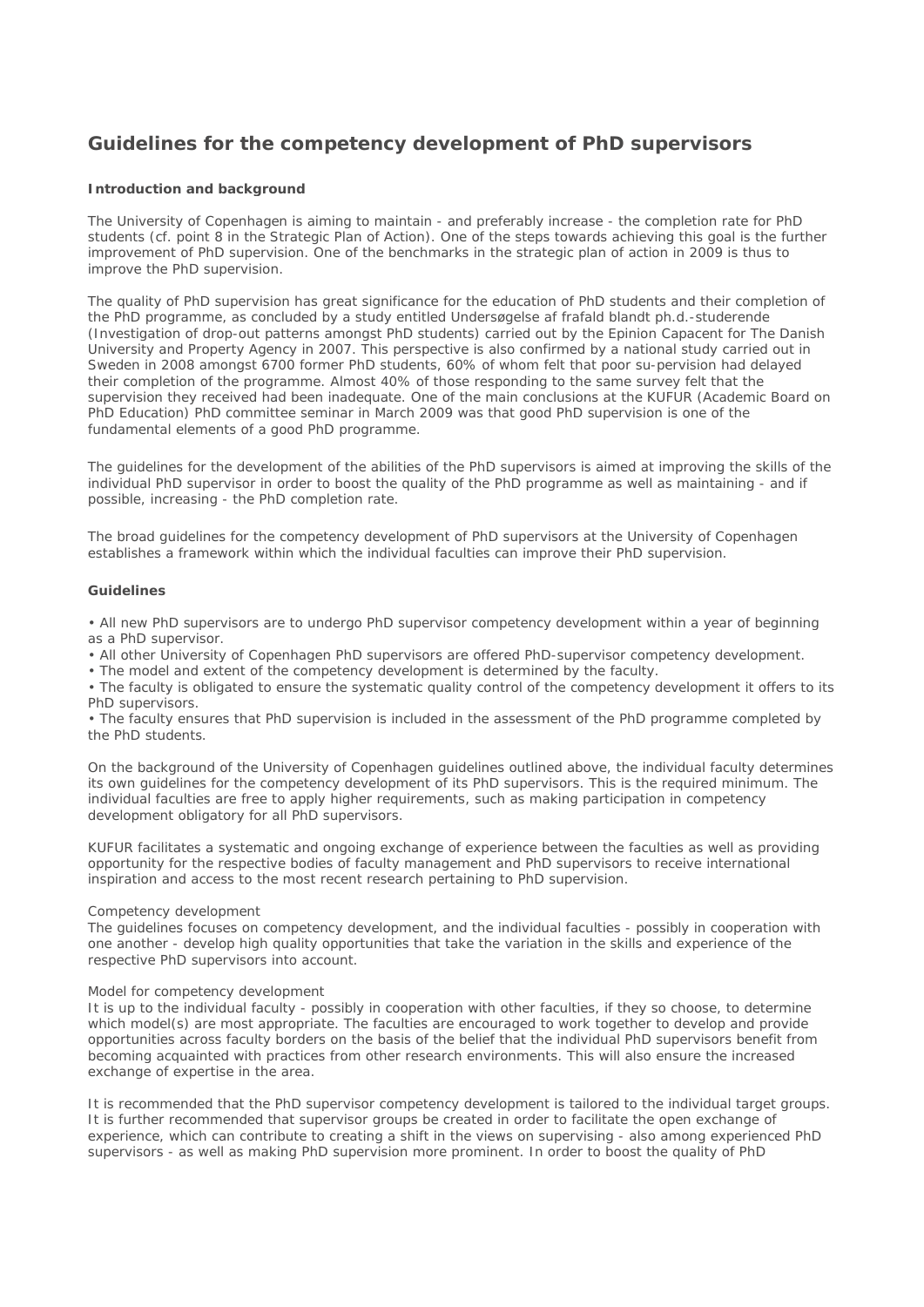# Guidelines for the competency development of PhD supervisors

**Introduction and background**

The University of Copenhagen is aiming to maintain - and preferably increase - the completion rate for PhD students (cf. point 8 in the Strategic Plan of Action). One of the steps towards achieving this goal is the further improvement of PhD supervision. One of the benchmarks in the strategic plan of action in 2009 is thus to improve the PhD supervision.

The quality of PhD supervision has great significance for the education of PhD students and their completion of the PhD programme, as concluded by a study entitled Undersøgelse af frafald blandt ph.d.-studerende (Investigation of drop-out patterns amongst PhD students) carried out by the Epinion Capacent for The Danish University and Property Agency in 2007. This perspective is also confirmed by a national study carried out in Sweden in 2008 amongst 6700 former PhD students, 60% of whom felt that poor su-pervision had delayed their completion of the programme. Almost 40% of those responding to the same survey felt that the supervision they received had been inadequate. One of the main conclusions at the KUFUR (Academic Board on PhD Education) PhD committee seminar in March 2009 was that good PhD supervision is one of the fundamental elements of a good PhD programme.

The guidelines for the development of the abilities of the PhD supervisors is aimed at improving the skills of the individual PhD supervisor in order to boost the quality of the PhD programme as well as maintaining - and if possible, increasing - the PhD completion rate.

The broad guidelines for the competency development of PhD supervisors at the University of Copenhagen establishes a framework within which the individual faculties can improve their PhD supervision.

**Guidelines**

- All new PhD supervisors are to undergo PhD supervisor competency development within a year of beginning as a PhD supervisor.
- All other University of Copenhagen PhD supervisors are offered PhD-supervisor competency development.
- The model and extent of the competency development is determined by the faculty.
- The faculty is obligated to ensure the systematic quality control of the competency development it offers to its PhD supervisors.
- The faculty ensures that PhD supervision is included in the assessment of the PhD programme completed by the PhD students.

On the background of the University of Copenhagen guidelines outlined above, the individual faculty determines its own guidelines for the competency development of its PhD supervisors. This is the required minimum. The individual faculties are free to apply higher requirements, such as making participation in competency development obligatory for all PhD supervisors.

KUFUR facilitates a systematic and ongoing exchange of experience between the faculties as well as providing opportunity for the respective bodies of faculty management and PhD supervisors to receive international inspiration and access to the most recent research pertaining to PhD supervision.

Competency development
The guidelines focuses on competency development, and the individual faculties - possibly in cooperation with one another - develop high quality opportunities that take the variation in the skills and experience of the respective PhD supervisors into account.

Model for competency development
It is up to the individual faculty - possibly in cooperation with other faculties, if they so choose, to determine which model(s) are most appropriate. The faculties are encouraged to work together to develop and provide opportunities across faculty borders on the basis of the belief that the individual PhD supervisors benefit from becoming acquainted with practices from other research environments. This will also ensure the increased exchange of expertise in the area.

It is recommended that the PhD supervisor competency development is tailored to the individual target groups. It is further recommended that supervisor groups be created in order to facilitate the open exchange of experience, which can contribute to creating a shift in the views on supervising - also among experienced PhD supervisors - as well as making PhD supervision more prominent. In order to boost the quality of PhD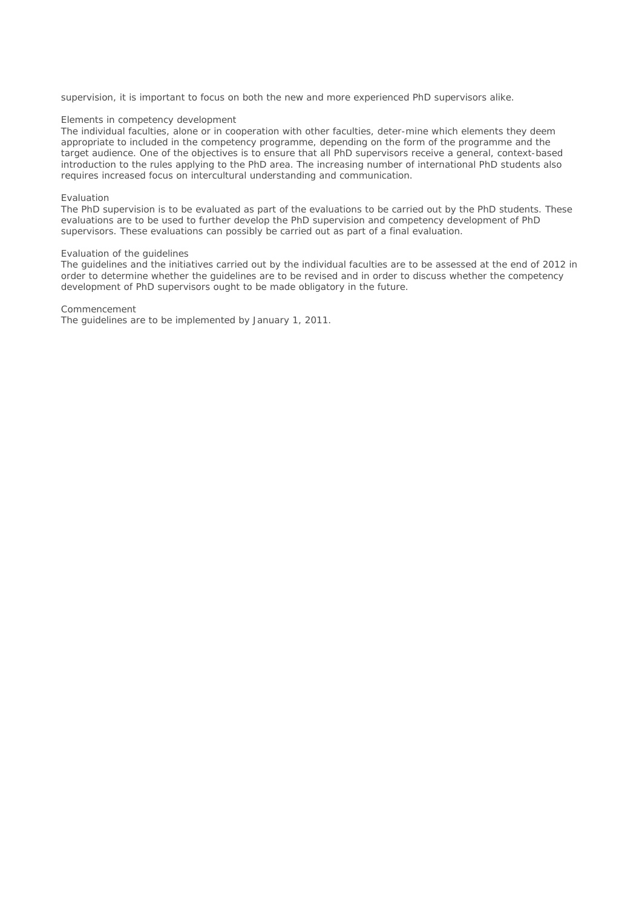supervision, it is important to focus on both the new and more experienced PhD supervisors alike.

### Elements in competency development

The individual faculties, alone or in cooperation with other faculties, deter-mine which elements they deem appropriate to included in the competency programme, depending on the form of the programme and the target audience. One of the objectives is to ensure that all PhD supervisors receive a general, context-based introduction to the rules applying to the PhD area. The increasing number of international PhD students also requires increased focus on intercultural understanding and communication.

### Evaluation

The PhD supervision is to be evaluated as part of the evaluations to be carried out by the PhD students. These evaluations are to be used to further develop the PhD supervision and competency development of PhD supervisors. These evaluations can possibly be carried out as part of a final evaluation.

### Evaluation of the guidelines

The guidelines and the initiatives carried out by the individual faculties are to be assessed at the end of 2012 in order to determine whether the guidelines are to be revised and in order to discuss whether the competency development of PhD supervisors ought to be made obligatory in the future.

### Commencement

The guidelines are to be implemented by January 1, 2011.